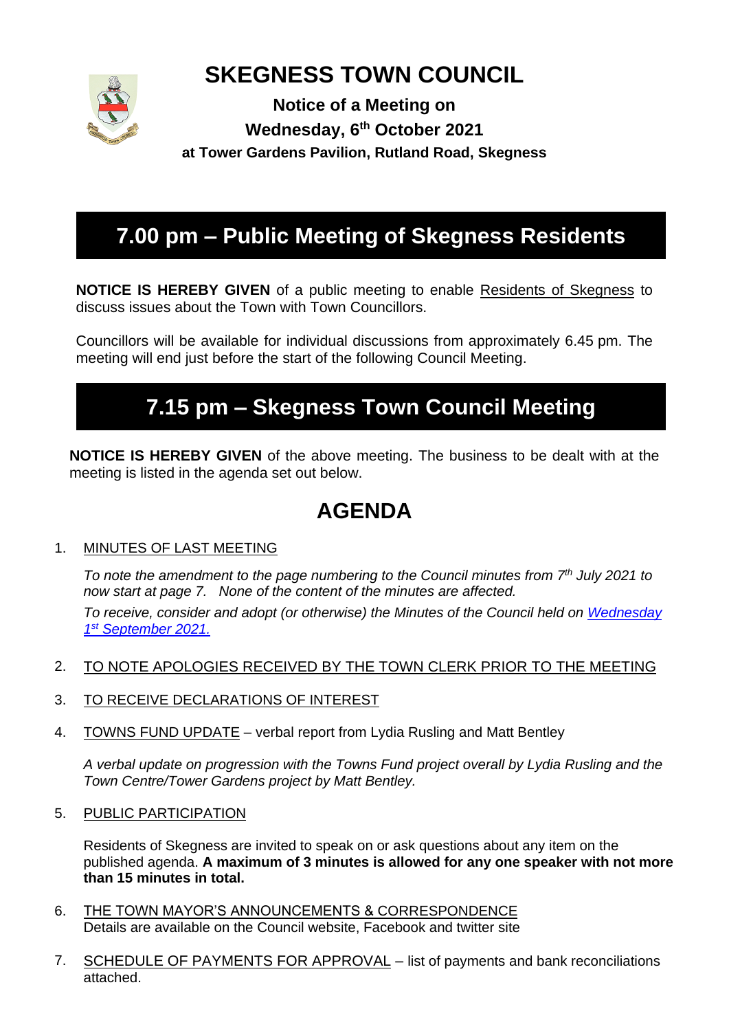# SKEGNESS TOWN COUNCIL

**Notice of a Meeting on**
**Wednesday, 6th October 2021**
**at Tower Gardens Pavilion, Rutland Road, Skegness**

## 7.00 pm – Public Meeting of Skegness Residents

**NOTICE IS HEREBY GIVEN** of a public meeting to enable Residents of Skegness to discuss issues about the Town with Town Councillors.

Councillors will be available for individual discussions from approximately 6.45 pm. The meeting will end just before the start of the following Council Meeting.

## 7.15 pm – Skegness Town Council Meeting

**NOTICE IS HEREBY GIVEN** of the above meeting. The business to be dealt with at the meeting is listed in the agenda set out below.

## AGENDA

1. MINUTES OF LAST MEETING

   *To note the amendment to the page numbering to the Council minutes from 7th July 2021 to now start at page 7. None of the content of the minutes are affected.*

   *To receive, consider and adopt (or otherwise) the Minutes of the Council held on Wednesday 1st September 2021.*

2. TO NOTE APOLOGIES RECEIVED BY THE TOWN CLERK PRIOR TO THE MEETING

3. TO RECEIVE DECLARATIONS OF INTEREST

4. TOWNS FUND UPDATE – verbal report from Lydia Rusling and Matt Bentley

   *A verbal update on progression with the Towns Fund project overall by Lydia Rusling and the Town Centre/Tower Gardens project by Matt Bentley.*

5. PUBLIC PARTICIPATION

   Residents of Skegness are invited to speak on or ask questions about any item on the published agenda. **A maximum of 3 minutes is allowed for any one speaker with not more than 15 minutes in total.**

6. THE TOWN MAYOR'S ANNOUNCEMENTS & CORRESPONDENCE
   Details are available on the Council website, Facebook and twitter site

7. SCHEDULE OF PAYMENTS FOR APPROVAL – list of payments and bank reconciliations attached.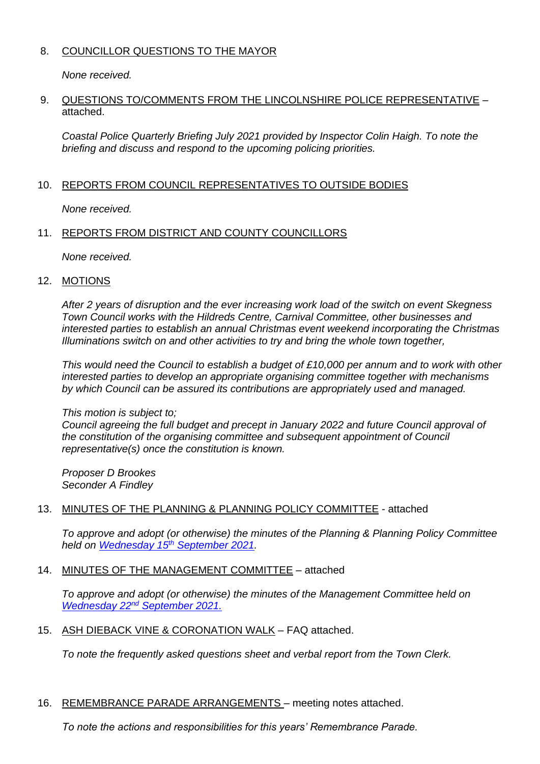8. <u>COUNCILLOR QUESTIONS TO THE MAYOR</u>

   *None received.*

9. <u>QUESTIONS TO/COMMENTS FROM THE LINCOLNSHIRE POLICE REPRESENTATIVE</u> – attached.

   *Coastal Police Quarterly Briefing July 2021 provided by Inspector Colin Haigh. To note the briefing and discuss and respond to the upcoming policing priorities.*

10. <u>REPORTS FROM COUNCIL REPRESENTATIVES TO OUTSIDE BODIES</u>

    *None received.*

11. <u>REPORTS FROM DISTRICT AND COUNTY COUNCILLORS</u>

    *None received.*

12. <u>MOTIONS</u>

    *After 2 years of disruption and the ever increasing work load of the switch on event Skegness Town Council works with the Hildreds Centre, Carnival Committee, other businesses and interested parties to establish an annual Christmas event weekend incorporating the Christmas Illuminations switch on and other activities to try and bring the whole town together,*

    *This would need the Council to establish a budget of £10,000 per annum and to work with other interested parties to develop an appropriate organising committee together with mechanisms by which Council can be assured its contributions are appropriately used and managed.*

    *This motion is subject to;*
    *Council agreeing the full budget and precept in January 2022 and future Council approval of the constitution of the organising committee and subsequent appointment of Council representative(s) once the constitution is known.*

    *Proposer D Brookes*
    *Seconder A Findley*

13. <u>MINUTES OF THE PLANNING & PLANNING POLICY COMMITTEE</u> - attached

    *To approve and adopt (or otherwise) the minutes of the Planning & Planning Policy Committee held on <u>Wednesday 15th September 2021</u>.*

14. <u>MINUTES OF THE MANAGEMENT COMMITTEE</u> – attached

    *To approve and adopt (or otherwise) the minutes of the Management Committee held on <u>Wednesday 22nd September 2021.</u>*

15. <u>ASH DIEBACK VINE & CORONATION WALK</u> – FAQ attached.

    *To note the frequently asked questions sheet and verbal report from the Town Clerk.*

16. <u>REMEMBRANCE PARADE ARRANGEMENTS</u> – meeting notes attached.

    *To note the actions and responsibilities for this years' Remembrance Parade.*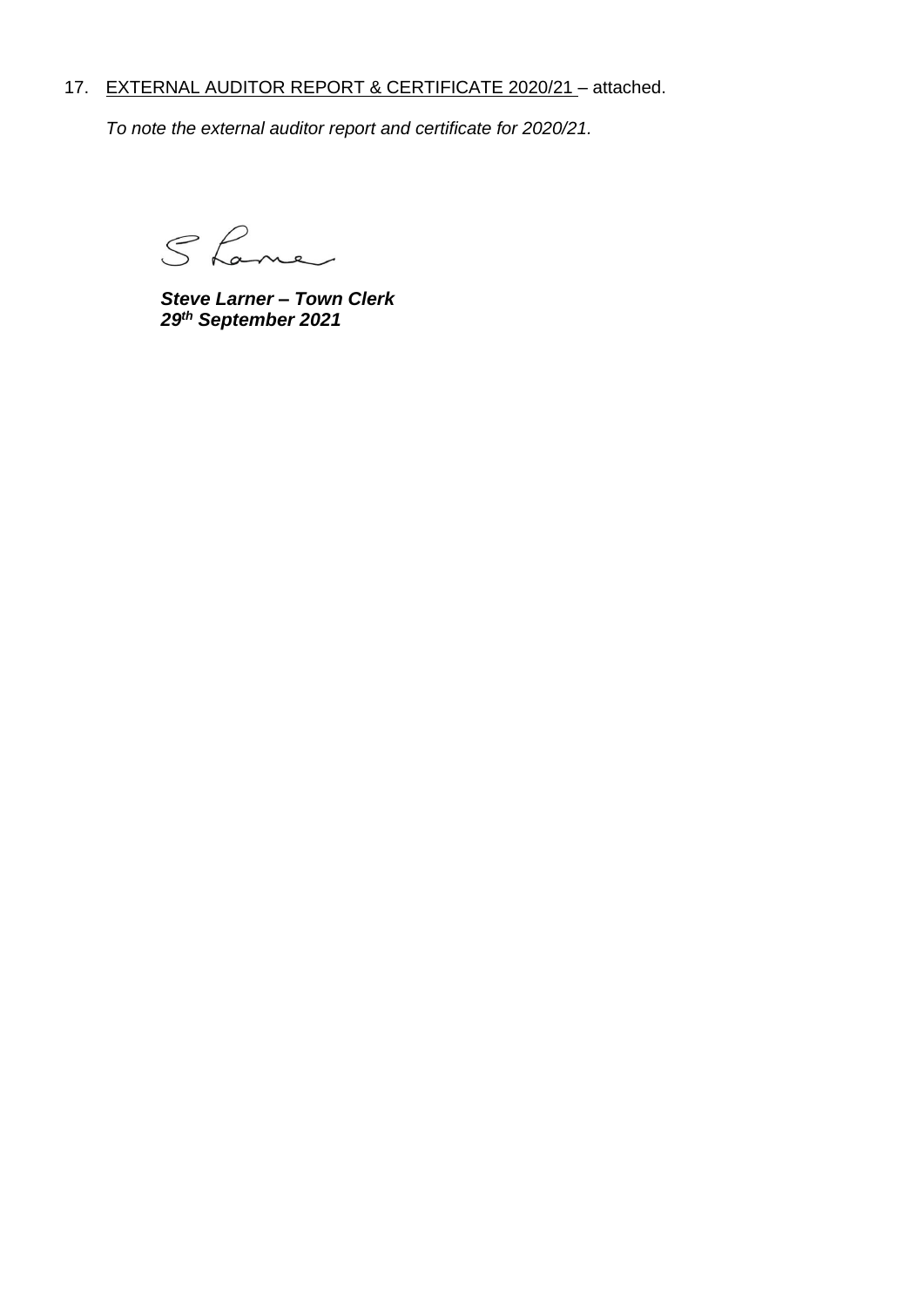17. <u>EXTERNAL AUDITOR REPORT & CERTIFICATE 2020/21</u> – attached.

    *To note the external auditor report and certificate for 2020/21.*

S Larner

***Steve Larner – Town Clerk***
***29th September 2021***